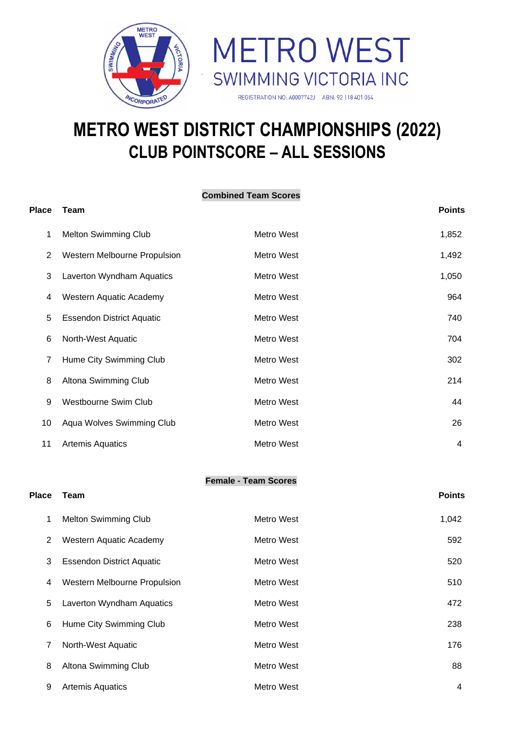METRO WEST

SWIMMING VICTORIA INC

REGISTRATION NO: A0007742J ABN: 92 118 401 054

# METRO WEST DISTRICT CHAMPIONSHIPS (2022)
# CLUB POINTSCORE – ALL SESSIONS

**Combined Team Scores**

| Place | Team | | Points |
|---|---|---|---|
| 1 | Melton Swimming Club | Metro West | 1,852 |
| 2 | Western Melbourne Propulsion | Metro West | 1,492 |
| 3 | Laverton Wyndham Aquatics | Metro West | 1,050 |
| 4 | Western Aquatic Academy | Metro West | 964 |
| 5 | Essendon District Aquatic | Metro West | 740 |
| 6 | North-West Aquatic | Metro West | 704 |
| 7 | Hume City Swimming Club | Metro West | 302 |
| 8 | Altona Swimming Club | Metro West | 214 |
| 9 | Westbourne Swim Club | Metro West | 44 |
| 10 | Aqua Wolves Swimming Club | Metro West | 26 |
| 11 | Artemis Aquatics | Metro West | 4 |

**Female - Team Scores**

| Place | Team | | Points |
|---|---|---|---|
| 1 | Melton Swimming Club | Metro West | 1,042 |
| 2 | Western Aquatic Academy | Metro West | 592 |
| 3 | Essendon District Aquatic | Metro West | 520 |
| 4 | Western Melbourne Propulsion | Metro West | 510 |
| 5 | Laverton Wyndham Aquatics | Metro West | 472 |
| 6 | Hume City Swimming Club | Metro West | 238 |
| 7 | North-West Aquatic | Metro West | 176 |
| 8 | Altona Swimming Club | Metro West | 88 |
| 9 | Artemis Aquatics | Metro West | 4 |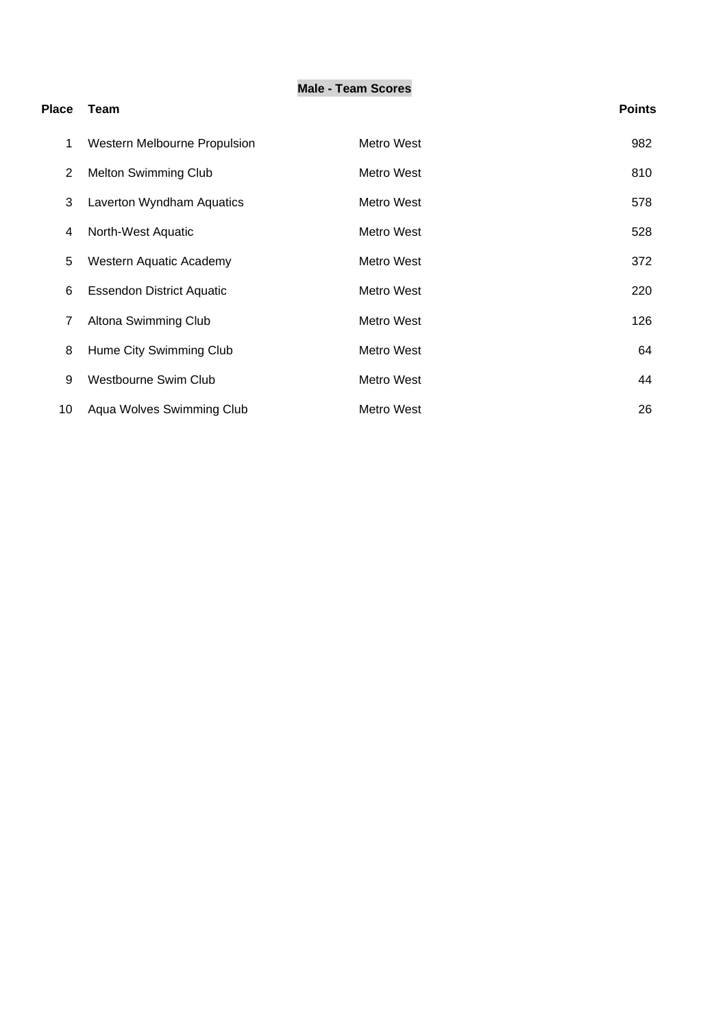## Male - Team Scores

| Place | Team | | Points |
|---|---|---|---|
| 1 | Western Melbourne Propulsion | Metro West | 982 |
| 2 | Melton Swimming Club | Metro West | 810 |
| 3 | Laverton Wyndham Aquatics | Metro West | 578 |
| 4 | North-West Aquatic | Metro West | 528 |
| 5 | Western Aquatic Academy | Metro West | 372 |
| 6 | Essendon District Aquatic | Metro West | 220 |
| 7 | Altona Swimming Club | Metro West | 126 |
| 8 | Hume City Swimming Club | Metro West | 64 |
| 9 | Westbourne Swim Club | Metro West | 44 |
| 10 | Aqua Wolves Swimming Club | Metro West | 26 |